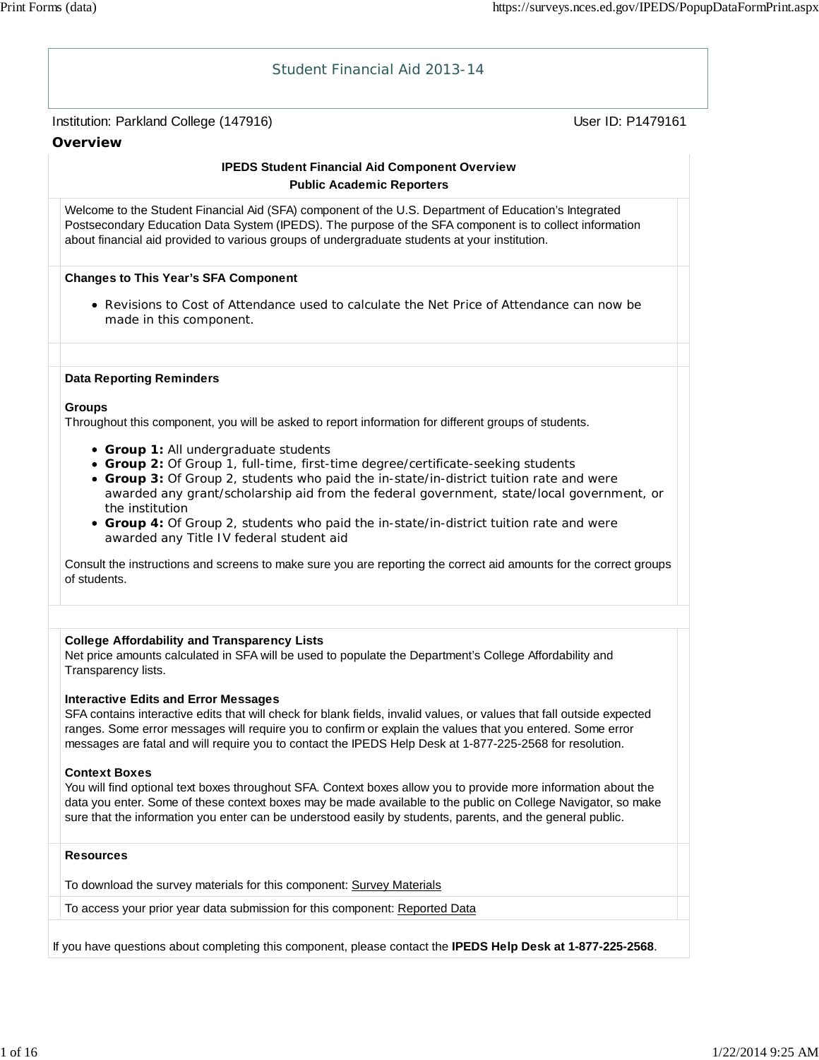# Student Financial Aid 2013-14

Institution: Parkland College (147916) User ID: P1479161

## Overview

**IPEDS Student Financial Aid Component Overview**
**Public Academic Reporters**

Welcome to the Student Financial Aid (SFA) component of the U.S. Department of Education's Integrated Postsecondary Education Data System (IPEDS). The purpose of the SFA component is to collect information about financial aid provided to various groups of undergraduate students at your institution.

**Changes to This Year's SFA Component**

- Revisions to Cost of Attendance used to calculate the Net Price of Attendance can now be made in this component.

**Data Reporting Reminders**

**Groups**
Throughout this component, you will be asked to report information for different groups of students.

- **Group 1:** All undergraduate students
- **Group 2:** Of Group 1, full-time, first-time degree/certificate-seeking students
- **Group 3:** Of Group 2, students who paid the in-state/in-district tuition rate and were awarded any grant/scholarship aid from the federal government, state/local government, or the institution
- **Group 4:** Of Group 2, students who paid the in-state/in-district tuition rate and were awarded any Title IV federal student aid

Consult the instructions and screens to make sure you are reporting the correct aid amounts for the correct groups of students.

**College Affordability and Transparency Lists**
Net price amounts calculated in SFA will be used to populate the Department's College Affordability and Transparency lists.

**Interactive Edits and Error Messages**
SFA contains interactive edits that will check for blank fields, invalid values, or values that fall outside expected ranges. Some error messages will require you to confirm or explain the values that you entered. Some error messages are fatal and will require you to contact the IPEDS Help Desk at 1-877-225-2568 for resolution.

**Context Boxes**
You will find optional text boxes throughout SFA. Context boxes allow you to provide more information about the data you enter. Some of these context boxes may be made available to the public on College Navigator, so make sure that the information you enter can be understood easily by students, parents, and the general public.

**Resources**

To download the survey materials for this component: Survey Materials

To access your prior year data submission for this component: Reported Data

If you have questions about completing this component, please contact the **IPEDS Help Desk at 1-877-225-2568**.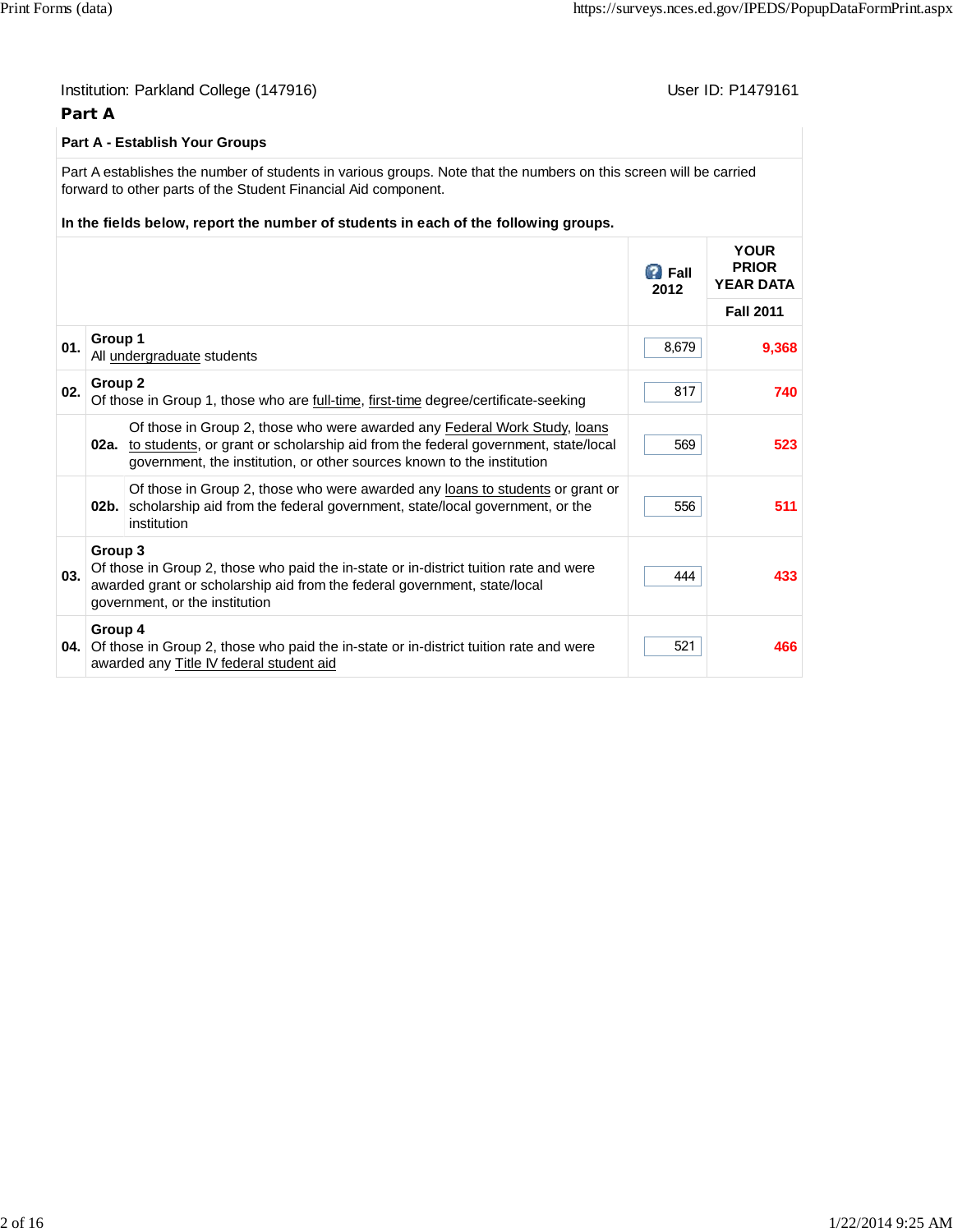Institution: Parkland College (147916)　　User ID: P1479161

## Part A

**Part A - Establish Your Groups**

Part A establishes the number of students in various groups. Note that the numbers on this screen will be carried forward to other parts of the Student Financial Aid component.

**In the fields below, report the number of students in each of the following groups.**

| | | | Fall 2012 | YOUR PRIOR YEAR DATA Fall 2011 |
|---|---|---|---|---|
| 01. | **Group 1** All undergraduate students | | 8,679 | 9,368 |
| 02. | **Group 2** Of those in Group 1, those who are full-time, first-time degree/certificate-seeking | | 817 | 740 |
| | 02a. | Of those in Group 2, those who were awarded any Federal Work Study, loans to students, or grant or scholarship aid from the federal government, state/local government, the institution, or other sources known to the institution | 569 | 523 |
| | 02b. | Of those in Group 2, those who were awarded any loans to students or grant or scholarship aid from the federal government, state/local government, or the institution | 556 | 511 |
| 03. | **Group 3** Of those in Group 2, those who paid the in-state or in-district tuition rate and were awarded grant or scholarship aid from the federal government, state/local government, or the institution | | 444 | 433 |
| 04. | **Group 4** Of those in Group 2, those who paid the in-state or in-district tuition rate and were awarded any Title IV federal student aid | | 521 | 466 |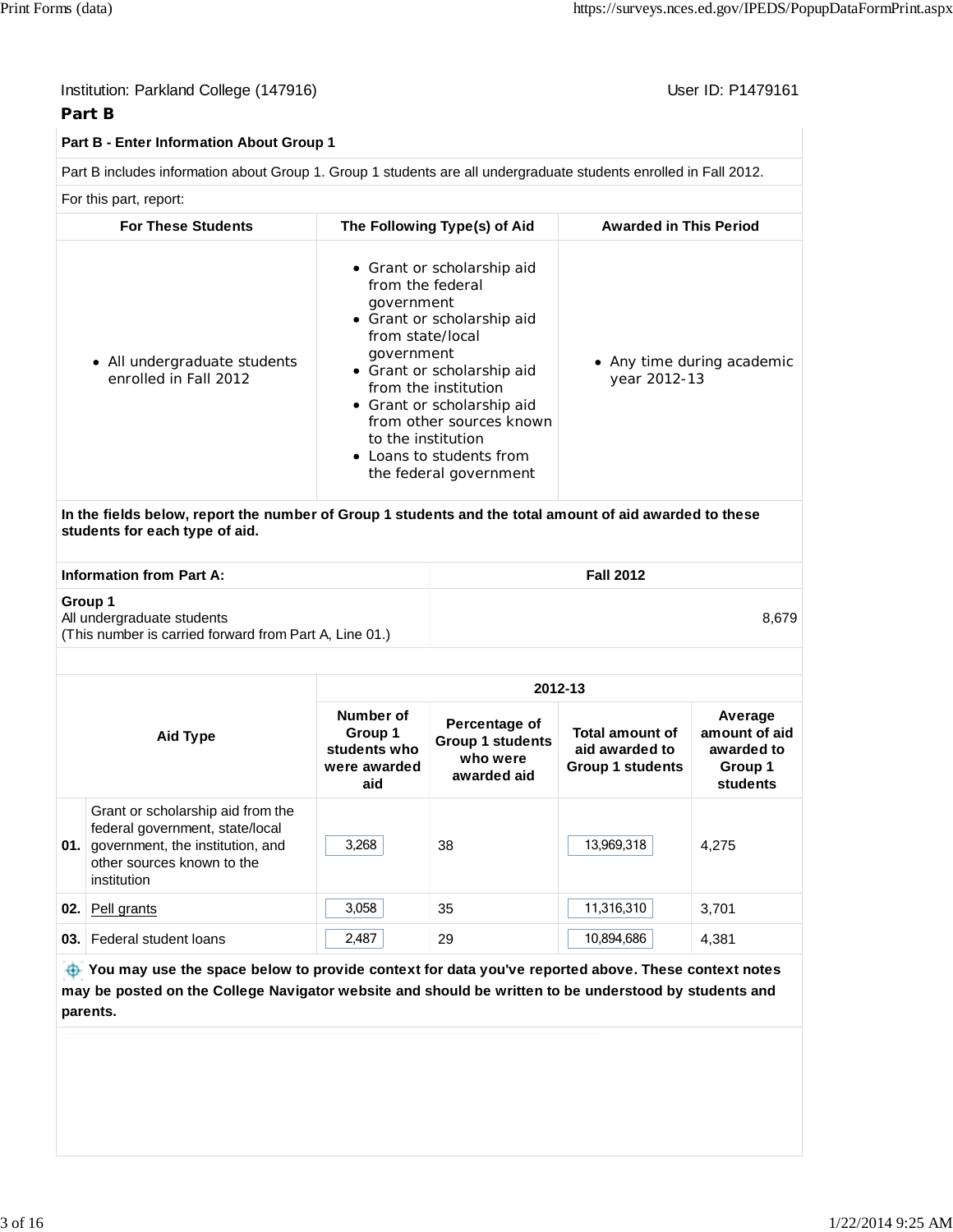Institution: Parkland College (147916)

User ID: P1479161

## Part B

### Part B - Enter Information About Group 1

Part B includes information about Group 1. Group 1 students are all undergraduate students enrolled in Fall 2012.

For this part, report:

| For These Students | The Following Type(s) of Aid | Awarded in This Period |
|---|---|---|
| • All undergraduate students enrolled in Fall 2012 | • Grant or scholarship aid from the federal government<br>• Grant or scholarship aid from state/local government<br>• Grant or scholarship aid from the institution<br>• Grant or scholarship aid from other sources known to the institution<br>• Loans to students from the federal government | • Any time during academic year 2012-13 |

**In the fields below, report the number of Group 1 students and the total amount of aid awarded to these students for each type of aid.**

| Information from Part A: | Fall 2012 |
|---|---|
| **Group 1**<br>All undergraduate students<br>(This number is carried forward from Part A, Line 01.) | 8,679 |

| | Aid Type | 2012-13 | | | |
|---|---|---|---|---|---|
| | | Number of Group 1 students who were awarded aid | Percentage of Group 1 students who were awarded aid | Total amount of aid awarded to Group 1 students | Average amount of aid awarded to Group 1 students |
| 01. | Grant or scholarship aid from the federal government, state/local government, the institution, and other sources known to the institution | 3,268 | 38 | 13,969,318 | 4,275 |
| 02. | Pell grants | 3,058 | 35 | 11,316,310 | 3,701 |
| 03. | Federal student loans | 2,487 | 29 | 10,894,686 | 4,381 |

**You may use the space below to provide context for data you've reported above. These context notes may be posted on the College Navigator website and should be written to be understood by students and parents.**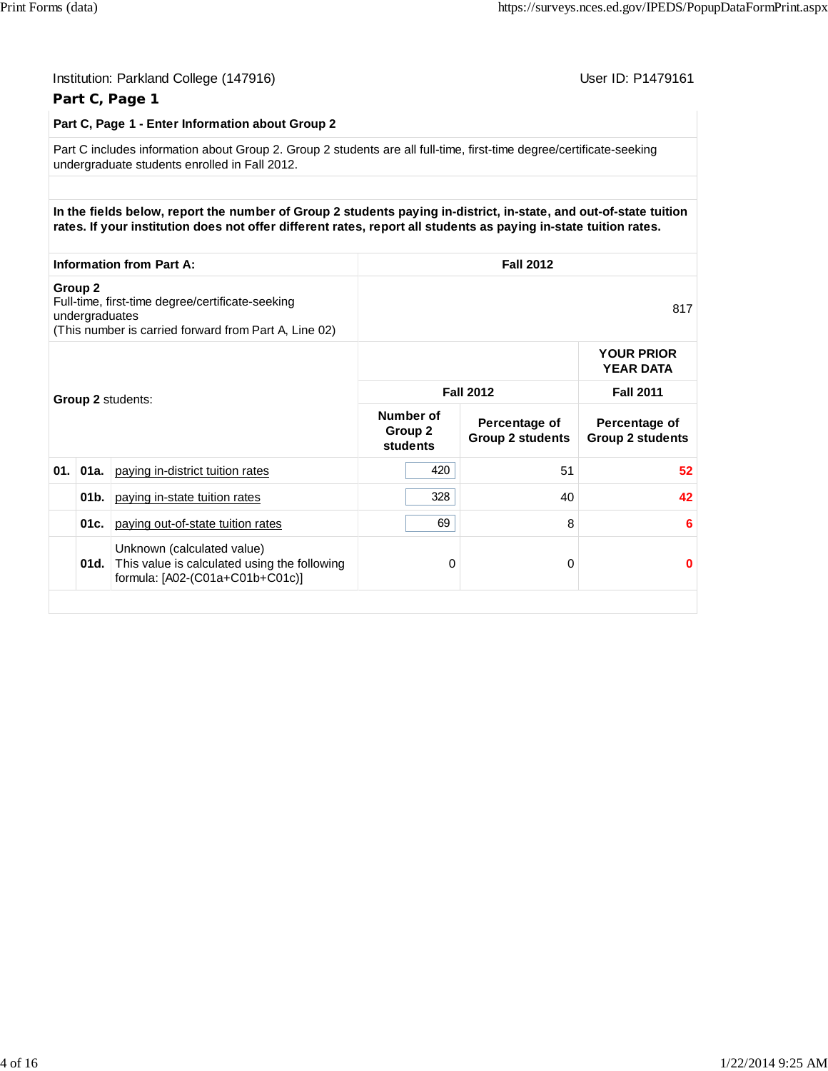Institution: Parkland College (147916)

User ID: P1479161

## Part C, Page 1

**Part C, Page 1 - Enter Information about Group 2**

Part C includes information about Group 2. Group 2 students are all full-time, first-time degree/certificate-seeking undergraduate students enrolled in Fall 2012.

**In the fields below, report the number of Group 2 students paying in-district, in-state, and out-of-state tuition rates. If your institution does not offer different rates, report all students as paying in-state tuition rates.**

| Information from Part A: | Fall 2012 |
|---|---|
| **Group 2**<br>Full-time, first-time degree/certificate-seeking undergraduates<br>(This number is carried forward from Part A, Line 02) | 817 |

| | | **Group 2** students: | Fall 2012 | | YOUR PRIOR YEAR DATA Fall 2011 |
|---|---|---|---|---|---|
| | | | **Number of Group 2 students** | **Percentage of Group 2 students** | **Percentage of Group 2 students** |
| **01.** | **01a.** | paying in-district tuition rates | 420 | 51 | 52 |
| | **01b.** | paying in-state tuition rates | 328 | 40 | 42 |
| | **01c.** | paying out-of-state tuition rates | 69 | 8 | 6 |
| | **01d.** | Unknown (calculated value)<br>This value is calculated using the following formula: [A02-(C01a+C01b+C01c)] | 0 | 0 | 0 |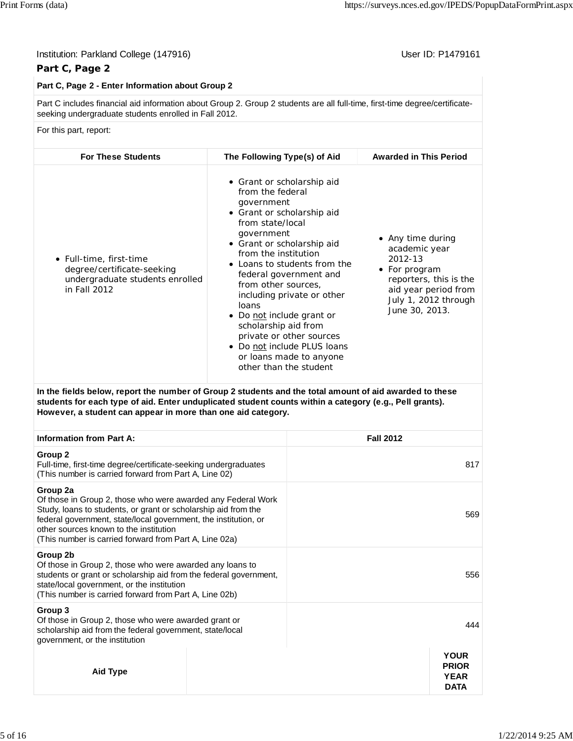Institution: Parkland College (147916)

User ID: P1479161

## Part C, Page 2

**Part C, Page 2 - Enter Information about Group 2**

Part C includes financial aid information about Group 2. Group 2 students are all full-time, first-time degree/certificate-seeking undergraduate students enrolled in Fall 2012.

For this part, report:

| For These Students | The Following Type(s) of Aid | Awarded in This Period |
|---|---|---|
| • Full-time, first-time degree/certificate-seeking undergraduate students enrolled in Fall 2012 | • Grant or scholarship aid from the federal government<br>• Grant or scholarship aid from state/local government<br>• Grant or scholarship aid from the institution<br>• Loans to students from the federal government and from other sources, including private or other loans<br>• Do not include grant or scholarship aid from private or other sources<br>• Do not include PLUS loans or loans made to anyone other than the student | • Any time during academic year 2012-13<br>• For program reporters, this is the aid year period from July 1, 2012 through June 30, 2013. |

**In the fields below, report the number of Group 2 students and the total amount of aid awarded to these students for each type of aid. Enter unduplicated student counts within a category (e.g., Pell grants). However, a student can appear in more than one aid category.**

| Information from Part A: | Fall 2012 |
|---|---|
| **Group 2**<br>Full-time, first-time degree/certificate-seeking undergraduates<br>(This number is carried forward from Part A, Line 02) | 817 |
| **Group 2a**<br>Of those in Group 2, those who were awarded any Federal Work Study, loans to students, or grant or scholarship aid from the federal government, state/local government, the institution, or other sources known to the institution<br>(This number is carried forward from Part A, Line 02a) | 569 |
| **Group 2b**<br>Of those in Group 2, those who were awarded any loans to students or grant or scholarship aid from the federal government, state/local government, or the institution<br>(This number is carried forward from Part A, Line 02b) | 556 |
| **Group 3**<br>Of those in Group 2, those who were awarded grant or scholarship aid from the federal government, state/local government, or the institution | 444 |

| Aid Type | | YOUR PRIOR YEAR DATA |
|---|---|---|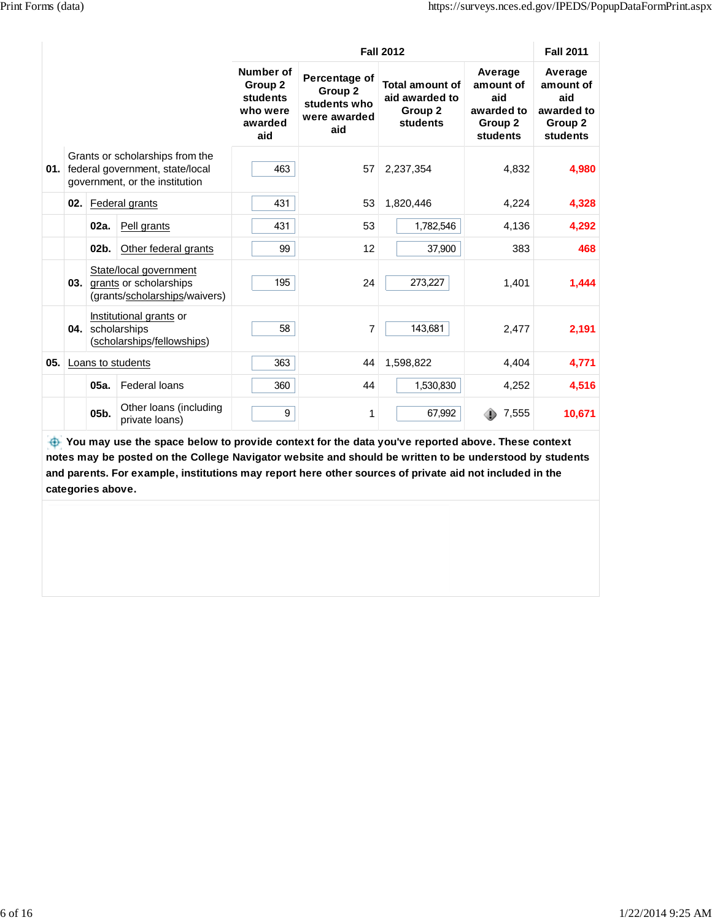| | | | Fall 2012 | | | | Fall 2011 |
|---|---|---|---|---|---|---|---|
| | | | Number of Group 2 students who were awarded aid | Percentage of Group 2 students who were awarded aid | Total amount of aid awarded to Group 2 students | Average amount of aid awarded to Group 2 students | Average amount of aid awarded to Group 2 students |
| 01. | Grants or scholarships from the federal government, state/local government, or the institution | | 463 | 57 | 2,237,354 | 4,832 | **4,980** |
| | 02. | Federal grants | 431 | 53 | 1,820,446 | 4,224 | **4,328** |
| | 02a. | Pell grants | 431 | 53 | 1,782,546 | 4,136 | **4,292** |
| | 02b. | Other federal grants | 99 | 12 | 37,900 | 383 | **468** |
| | 03. | State/local government grants or scholarships (grants/scholarships/waivers) | 195 | 24 | 273,227 | 1,401 | **1,444** |
| | 04. | Institutional grants or scholarships (scholarships/fellowships) | 58 | 7 | 143,681 | 2,477 | **2,191** |
| 05. | Loans to students | | 363 | 44 | 1,598,822 | 4,404 | **4,771** |
| | 05a. | Federal loans | 360 | 44 | 1,530,830 | 4,252 | **4,516** |
| | 05b. | Other loans (including private loans) | 9 | 1 | 67,992 | 7,555 | **10,671** |

**You may use the space below to provide context for the data you've reported above. These context notes may be posted on the College Navigator website and should be written to be understood by students and parents. For example, institutions may report here other sources of private aid not included in the categories above.**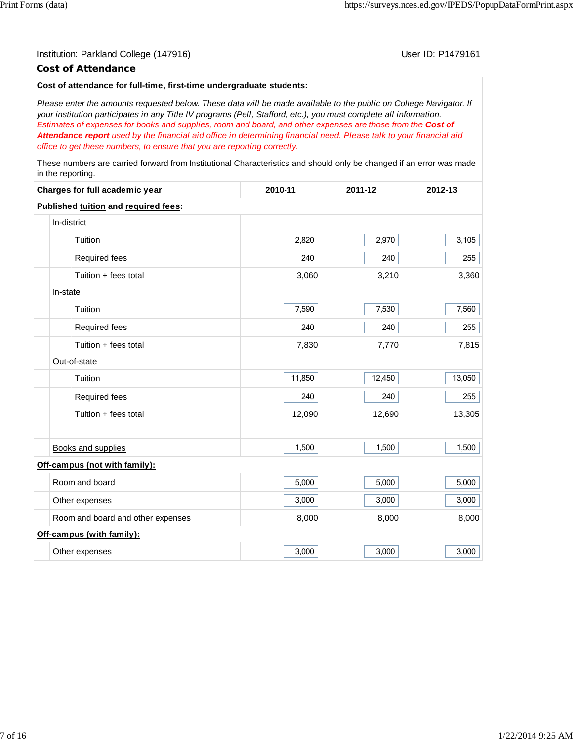Institution: Parkland College (147916)

User ID: P1479161

## Cost of Attendance

**Cost of attendance for full-time, first-time undergraduate students:**

*Please enter the amounts requested below. These data will be made available to the public on College Navigator. If your institution participates in any Title IV programs (Pell, Stafford, etc.), you must complete all information.* *Estimates of expenses for books and supplies, room and board, and other expenses are those from the **Cost of Attendance report** used by the financial aid office in determining financial need. Please talk to your financial aid office to get these numbers, to ensure that you are reporting correctly.*

These numbers are carried forward from Institutional Characteristics and should only be changed if an error was made in the reporting.

| Charges for full academic year | 2010-11 | 2011-12 | 2012-13 |
|---|---|---|---|
| **Published tuition and required fees:** | | | |
| In-district | | | |
| Tuition | 2,820 | 2,970 | 3,105 |
| Required fees | 240 | 240 | 255 |
| Tuition + fees total | 3,060 | 3,210 | 3,360 |
| In-state | | | |
| Tuition | 7,590 | 7,530 | 7,560 |
| Required fees | 240 | 240 | 255 |
| Tuition + fees total | 7,830 | 7,770 | 7,815 |
| Out-of-state | | | |
| Tuition | 11,850 | 12,450 | 13,050 |
| Required fees | 240 | 240 | 255 |
| Tuition + fees total | 12,090 | 12,690 | 13,305 |
| | | | |
| Books and supplies | 1,500 | 1,500 | 1,500 |
| **Off-campus (not with family):** | | | |
| Room and board | 5,000 | 5,000 | 5,000 |
| Other expenses | 3,000 | 3,000 | 3,000 |
| Room and board and other expenses | 8,000 | 8,000 | 8,000 |
| **Off-campus (with family):** | | | |
| Other expenses | 3,000 | 3,000 | 3,000 |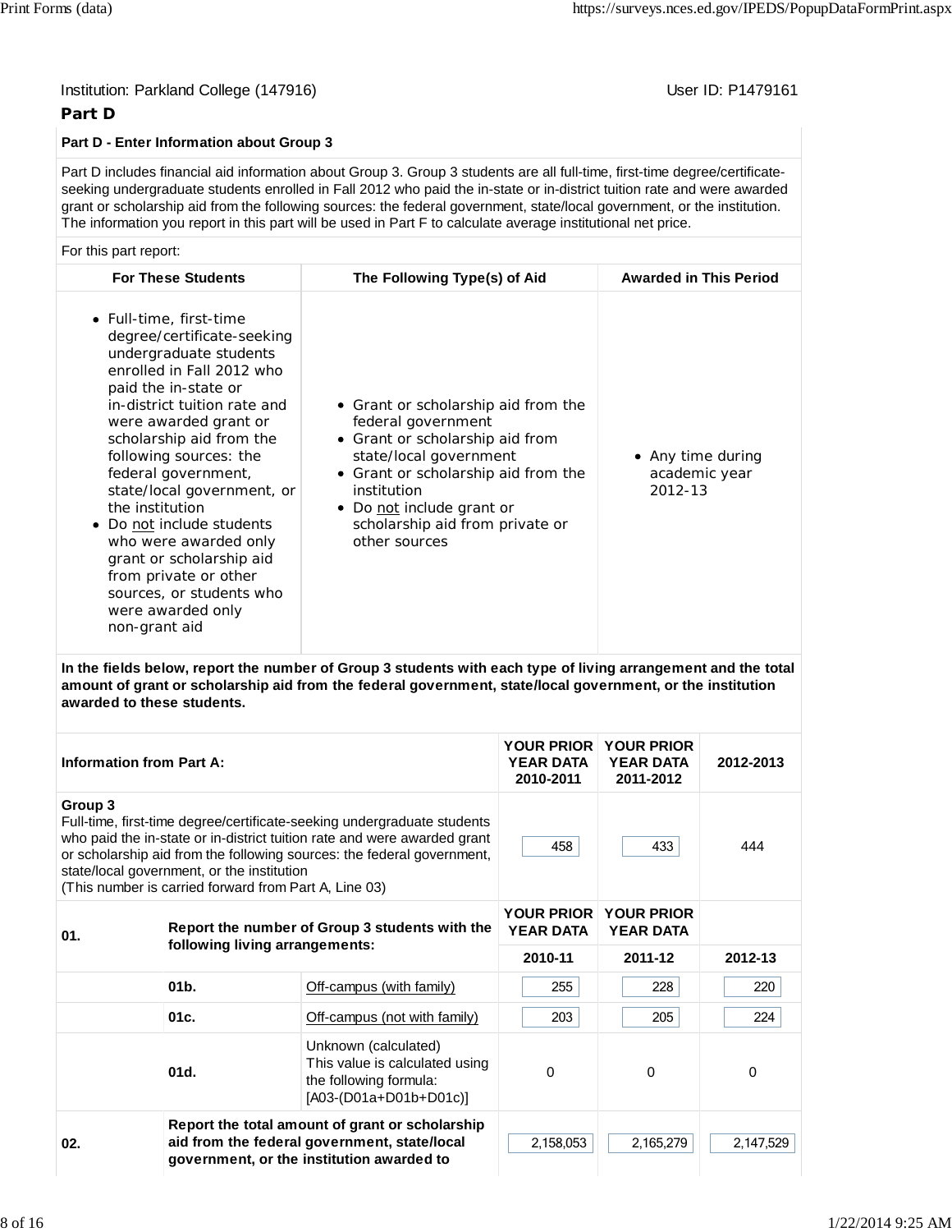Institution: Parkland College (147916) User ID: P1479161

## Part D

**Part D - Enter Information about Group 3**

Part D includes financial aid information about Group 3. Group 3 students are all full-time, first-time degree/certificate-seeking undergraduate students enrolled in Fall 2012 who paid the in-state or in-district tuition rate and were awarded grant or scholarship aid from the following sources: the federal government, state/local government, or the institution. The information you report in this part will be used in Part F to calculate average institutional net price.

For this part report:

| For These Students | The Following Type(s) of Aid | Awarded in This Period |
|---|---|---|
| • Full-time, first-time degree/certificate-seeking undergraduate students enrolled in Fall 2012 who paid the in-state or in-district tuition rate and were awarded grant or scholarship aid from the following sources: the federal government, state/local government, or the institution<br>• Do not include students who were awarded only grant or scholarship aid from private or other sources, or students who were awarded only non-grant aid | • Grant or scholarship aid from the federal government<br>• Grant or scholarship aid from state/local government<br>• Grant or scholarship aid from the institution<br>• Do not include grant or scholarship aid from private or other sources | • Any time during academic year 2012-13 |

**In the fields below, report the number of Group 3 students with each type of living arrangement and the total amount of grant or scholarship aid from the federal government, state/local government, or the institution awarded to these students.**

| Information from Part A: | | | YOUR PRIOR YEAR DATA 2010-2011 | YOUR PRIOR YEAR DATA 2011-2012 | 2012-2013 |
|---|---|---|---|---|---|
| **Group 3**<br>Full-time, first-time degree/certificate-seeking undergraduate students who paid the in-state or in-district tuition rate and were awarded grant or scholarship aid from the following sources: the federal government, state/local government, or the institution<br>(This number is carried forward from Part A, Line 03) | | | 458 | 433 | 444 |
| **01.** | **Report the number of Group 3 students with the following living arrangements:** | | **YOUR PRIOR YEAR DATA** 2010-11 | **YOUR PRIOR YEAR DATA** 2011-12 | 2012-13 |
| | **01b.** | Off-campus (with family) | 255 | 228 | 220 |
| | **01c.** | Off-campus (not with family) | 203 | 205 | 224 |
| | **01d.** | Unknown (calculated)<br>This value is calculated using the following formula:<br>[A03-(D01a+D01b+D01c)] | 0 | 0 | 0 |
| **02.** | **Report the total amount of grant or scholarship aid from the federal government, state/local government, or the institution awarded to** | | 2,158,053 | 2,165,279 | 2,147,529 |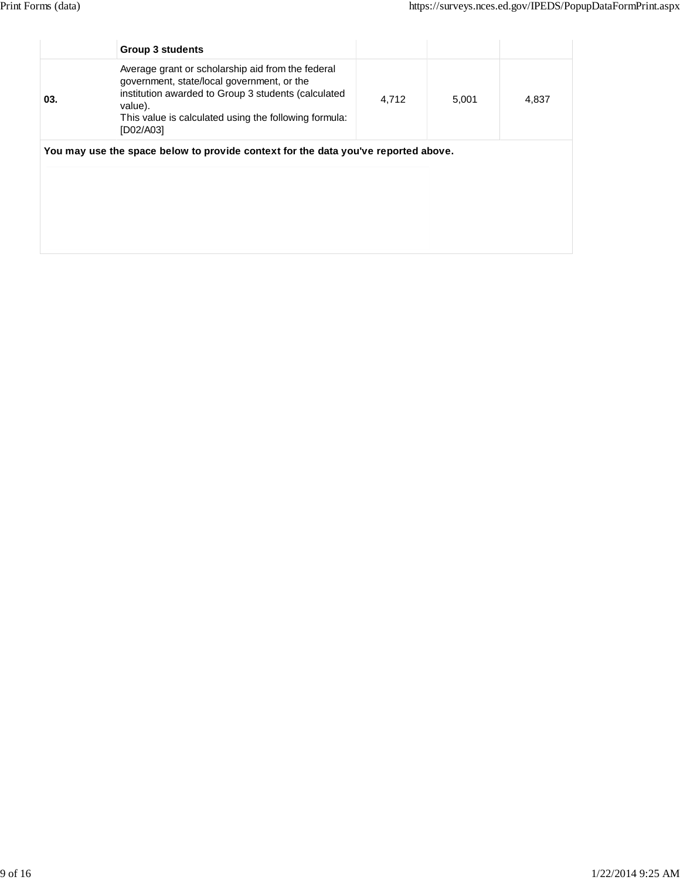| | Group 3 students | | | |
|---|---|---|---|---|
| 03. | Average grant or scholarship aid from the federal government, state/local government, or the institution awarded to Group 3 students (calculated value).<br>This value is calculated using the following formula: [D02/A03] | 4,712 | 5,001 | 4,837 |

**You may use the space below to provide context for the data you've reported above.**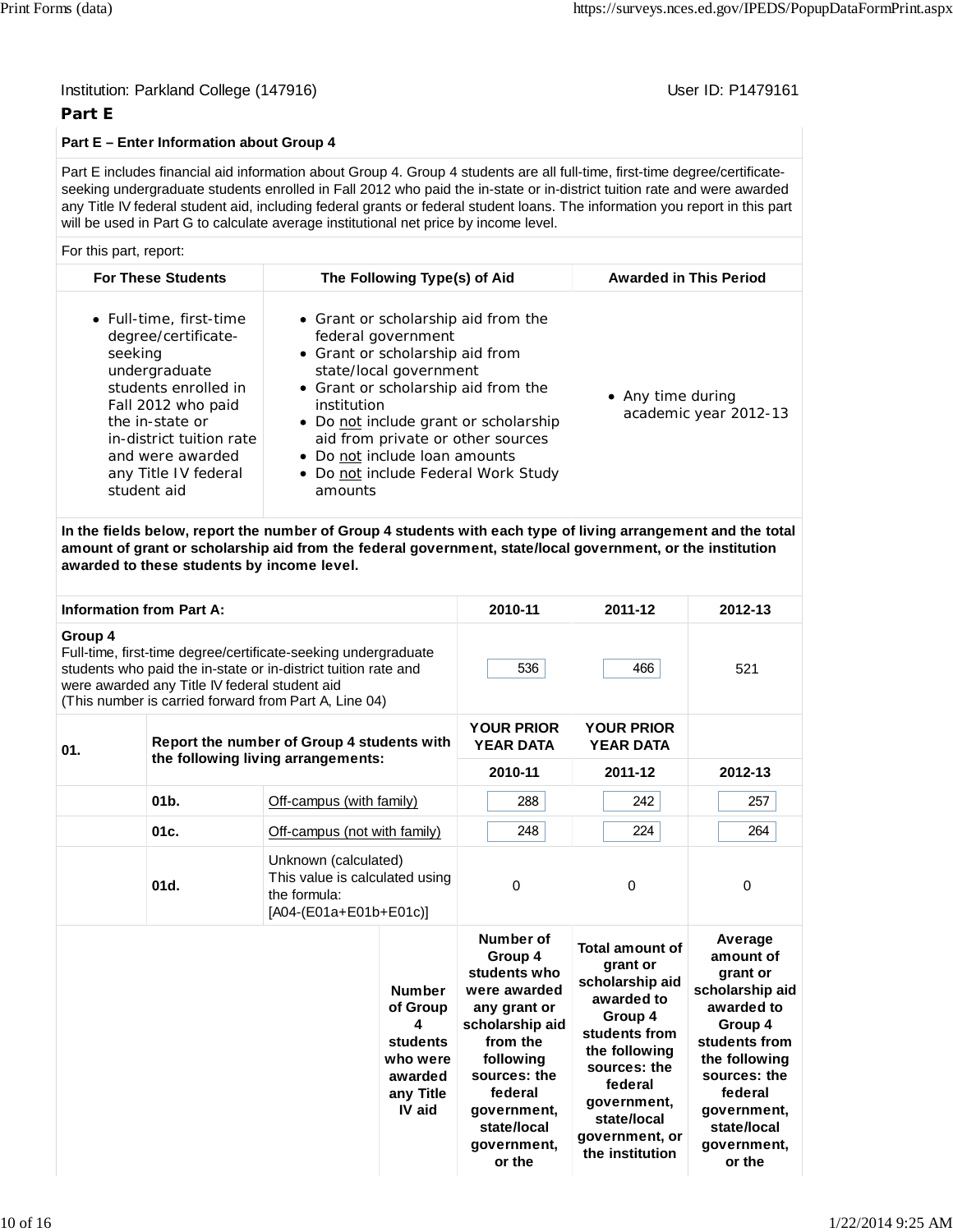Institution: Parkland College (147916)

User ID: P1479161

## Part E

**Part E – Enter Information about Group 4**

Part E includes financial aid information about Group 4. Group 4 students are all full-time, first-time degree/certificate-seeking undergraduate students enrolled in Fall 2012 who paid the in-state or in-district tuition rate and were awarded any Title IV federal student aid, including federal grants or federal student loans. The information you report in this part will be used in Part G to calculate average institutional net price by income level.

For this part, report:

| For These Students | The Following Type(s) of Aid | Awarded in This Period |
|---|---|---|
| • Full-time, first-time degree/certificate-seeking undergraduate students enrolled in Fall 2012 who paid the in-state or in-district tuition rate and were awarded any Title IV federal student aid | • Grant or scholarship aid from the federal government<br>• Grant or scholarship aid from state/local government<br>• Grant or scholarship aid from the institution<br>• Do not include grant or scholarship aid from private or other sources<br>• Do not include loan amounts<br>• Do not include Federal Work Study amounts | • Any time during academic year 2012-13 |

**In the fields below, report the number of Group 4 students with each type of living arrangement and the total amount of grant or scholarship aid from the federal government, state/local government, or the institution awarded to these students by income level.**

| Information from Part A: | | | 2010-11 | 2011-12 | 2012-13 |
|---|---|---|---|---|---|
| **Group 4**<br>Full-time, first-time degree/certificate-seeking undergraduate students who paid the in-state or in-district tuition rate and were awarded any Title IV federal student aid<br>(This number is carried forward from Part A, Line 04) | | | 536 | 466 | 521 |
| 01. | **Report the number of Group 4 students with the following living arrangements:** | | **YOUR PRIOR YEAR DATA** | **YOUR PRIOR YEAR DATA** | |
| | | | **2010-11** | **2011-12** | **2012-13** |
| | 01b. | Off-campus (with family) | 288 | 242 | 257 |
| | 01c. | Off-campus (not with family) | 248 | 224 | 264 |
| | 01d. | Unknown (calculated)<br>This value is calculated using the formula:<br>[A04-(E01a+E01b+E01c)] | 0 | 0 | 0 |

| | Number of Group 4 students who were awarded any Title IV aid | Number of Group 4 students who were awarded any grant or scholarship aid from the following sources: the federal government, state/local government, or the | Total amount of grant or scholarship aid awarded to Group 4 students from the following sources: the federal government, state/local government, or the institution | Average amount of grant or scholarship aid awarded to Group 4 students from the following sources: the federal government, state/local government, or the |
|---|---|---|---|---|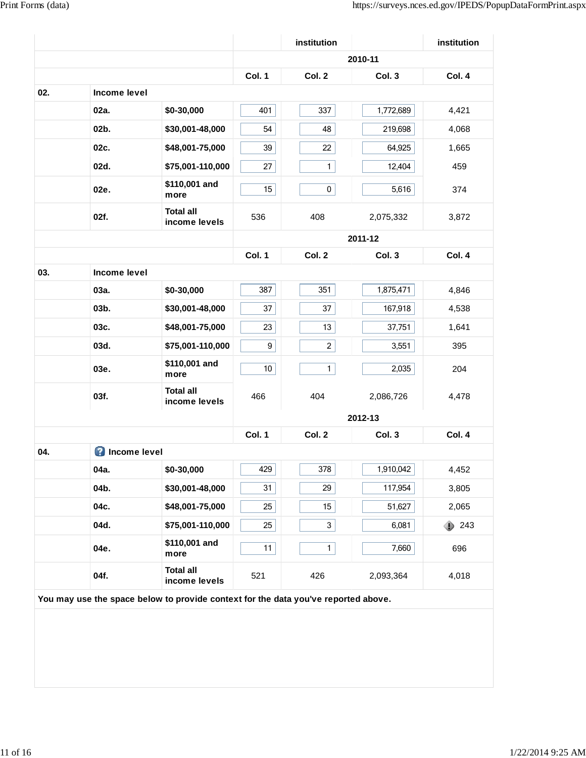| | | | | institution | | institution |
|---|---|---|---|---|---|---|
| | | | 2010-11 | | | |
| | | | Col. 1 | Col. 2 | Col. 3 | Col. 4 |
| 02. | Income level | | | | | |
| | 02a. | $0-30,000 | 401 | 337 | 1,772,689 | 4,421 |
| | 02b. | $30,001-48,000 | 54 | 48 | 219,698 | 4,068 |
| | 02c. | $48,001-75,000 | 39 | 22 | 64,925 | 1,665 |
| | 02d. | $75,001-110,000 | 27 | 1 | 12,404 | 459 |
| | 02e. | $110,001 and more | 15 | 0 | 5,616 | 374 |
| | 02f. | Total all income levels | 536 | 408 | 2,075,332 | 3,872 |
| | | | 2011-12 | | | |
| | | | Col. 1 | Col. 2 | Col. 3 | Col. 4 |
| 03. | Income level | | | | | |
| | 03a. | $0-30,000 | 387 | 351 | 1,875,471 | 4,846 |
| | 03b. | $30,001-48,000 | 37 | 37 | 167,918 | 4,538 |
| | 03c. | $48,001-75,000 | 23 | 13 | 37,751 | 1,641 |
| | 03d. | $75,001-110,000 | 9 | 2 | 3,551 | 395 |
| | 03e. | $110,001 and more | 10 | 1 | 2,035 | 204 |
| | 03f. | Total all income levels | 466 | 404 | 2,086,726 | 4,478 |
| | | | 2012-13 | | | |
| | | | Col. 1 | Col. 2 | Col. 3 | Col. 4 |
| 04. | Income level | | | | | |
| | 04a. | $0-30,000 | 429 | 378 | 1,910,042 | 4,452 |
| | 04b. | $30,001-48,000 | 31 | 29 | 117,954 | 3,805 |
| | 04c. | $48,001-75,000 | 25 | 15 | 51,627 | 2,065 |
| | 04d. | $75,001-110,000 | 25 | 3 | 6,081 | 243 |
| | 04e. | $110,001 and more | 11 | 1 | 7,660 | 696 |
| | 04f. | Total all income levels | 521 | 426 | 2,093,364 | 4,018 |

You may use the space below to provide context for the data you've reported above.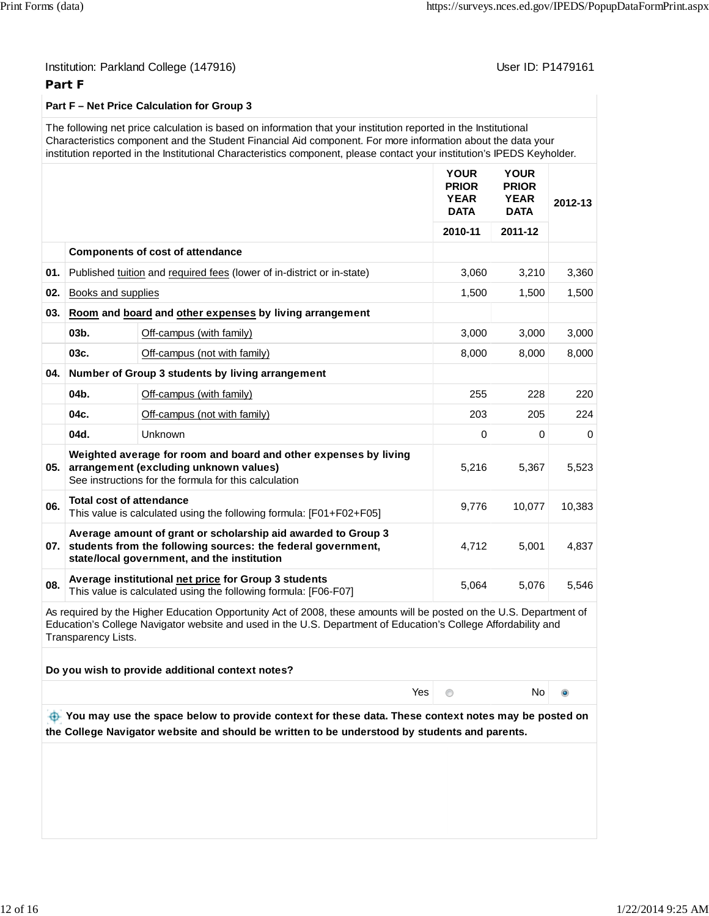Institution: Parkland College (147916) User ID: P1479161

**Part F**

**Part F – Net Price Calculation for Group 3**

The following net price calculation is based on information that your institution reported in the Institutional Characteristics component and the Student Financial Aid component. For more information about the data your institution reported in the Institutional Characteristics component, please contact your institution's IPEDS Keyholder.

| | | | YOUR PRIOR YEAR DATA 2010-11 | YOUR PRIOR YEAR DATA 2011-12 | 2012-13 |
|---|---|---|---|---|---|
| | **Components of cost of attendance** | | | | |
| **01.** | Published tuition and required fees (lower of in-district or in-state) | | 3,060 | 3,210 | 3,360 |
| **02.** | Books and supplies | | 1,500 | 1,500 | 1,500 |
| **03.** | **Room and board and other expenses by living arrangement** | | | | |
| | **03b.** | Off-campus (with family) | 3,000 | 3,000 | 3,000 |
| | **03c.** | Off-campus (not with family) | 8,000 | 8,000 | 8,000 |
| **04.** | **Number of Group 3 students by living arrangement** | | | | |
| | **04b.** | Off-campus (with family) | 255 | 228 | 220 |
| | **04c.** | Off-campus (not with family) | 203 | 205 | 224 |
| | **04d.** | Unknown | 0 | 0 | 0 |
| **05.** | **Weighted average for room and board and other expenses by living arrangement (excluding unknown values)** See instructions for the formula for this calculation | | 5,216 | 5,367 | 5,523 |
| **06.** | **Total cost of attendance** This value is calculated using the following formula: [F01+F02+F05] | | 9,776 | 10,077 | 10,383 |
| **07.** | **Average amount of grant or scholarship aid awarded to Group 3 students from the following sources: the federal government, state/local government, and the institution** | | 4,712 | 5,001 | 4,837 |
| **08.** | **Average institutional net price for Group 3 students** This value is calculated using the following formula: [F06-F07] | | 5,064 | 5,076 | 5,546 |

As required by the Higher Education Opportunity Act of 2008, these amounts will be posted on the U.S. Department of Education's College Navigator website and used in the U.S. Department of Education's College Affordability and Transparency Lists.

**Do you wish to provide additional context notes?**

Yes ○ No ◉

**You may use the space below to provide context for these data. These context notes may be posted on the College Navigator website and should be written to be understood by students and parents.**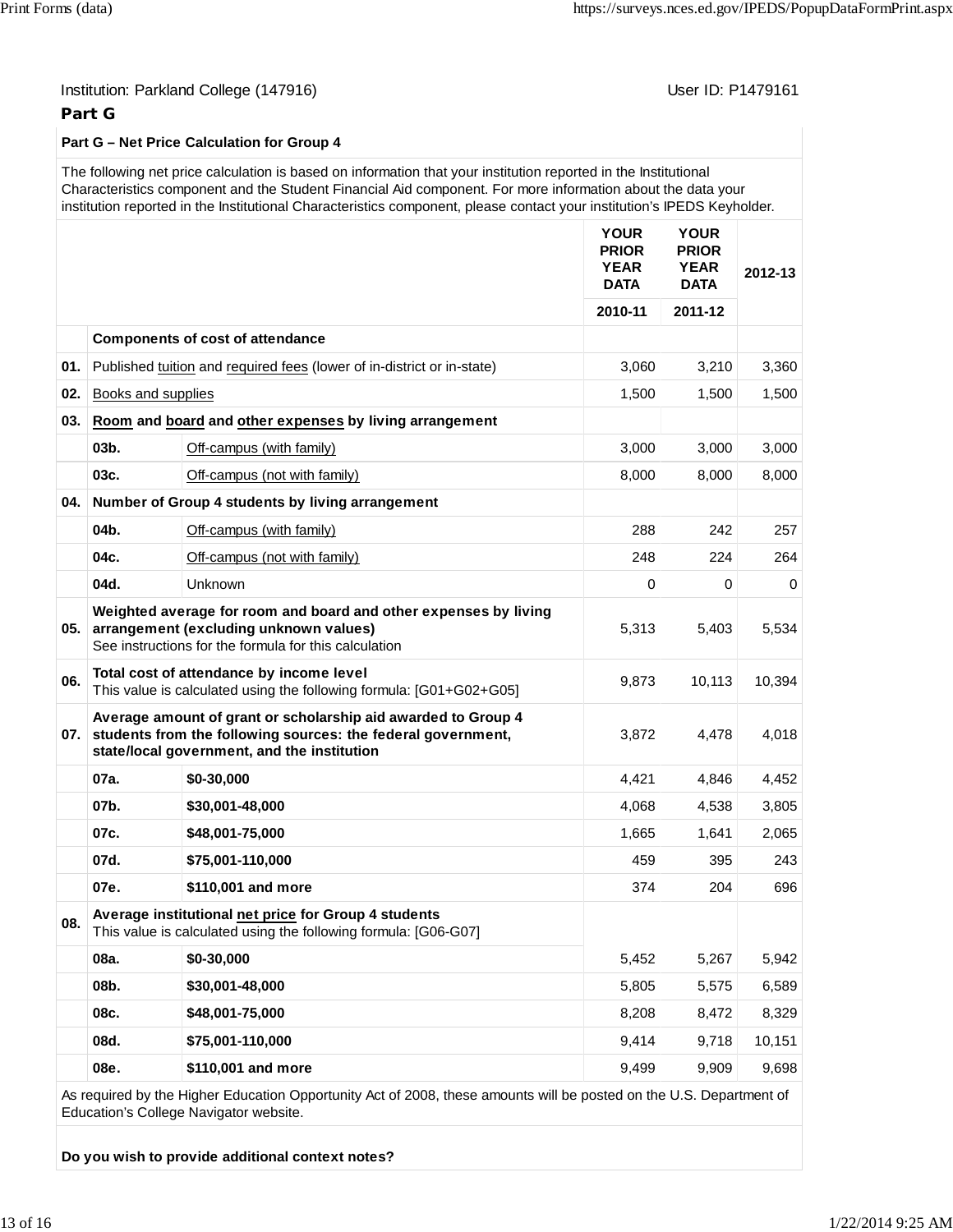Institution: Parkland College (147916) User ID: P1479161

## Part G

**Part G – Net Price Calculation for Group 4**

The following net price calculation is based on information that your institution reported in the Institutional Characteristics component and the Student Financial Aid component. For more information about the data your institution reported in the Institutional Characteristics component, please contact your institution's IPEDS Keyholder.

| | | | YOUR PRIOR YEAR DATA 2010-11 | YOUR PRIOR YEAR DATA 2011-12 | 2012-13 |
|---|---|---|---|---|---|
| | **Components of cost of attendance** | | | | |
| **01.** | Published tuition and required fees (lower of in-district or in-state) | | 3,060 | 3,210 | 3,360 |
| **02.** | Books and supplies | | 1,500 | 1,500 | 1,500 |
| **03.** | **Room and board and other expenses by living arrangement** | | | | |
| | **03b.** | Off-campus (with family) | 3,000 | 3,000 | 3,000 |
| | **03c.** | Off-campus (not with family) | 8,000 | 8,000 | 8,000 |
| **04.** | **Number of Group 4 students by living arrangement** | | | | |
| | **04b.** | Off-campus (with family) | 288 | 242 | 257 |
| | **04c.** | Off-campus (not with family) | 248 | 224 | 264 |
| | **04d.** | Unknown | 0 | 0 | 0 |
| **05.** | **Weighted average for room and board and other expenses by living arrangement (excluding unknown values)** See instructions for the formula for this calculation | | 5,313 | 5,403 | 5,534 |
| **06.** | **Total cost of attendance by income level** This value is calculated using the following formula: [G01+G02+G05] | | 9,873 | 10,113 | 10,394 |
| **07.** | **Average amount of grant or scholarship aid awarded to Group 4 students from the following sources: the federal government, state/local government, and the institution** | | 3,872 | 4,478 | 4,018 |
| | **07a.** | **$0-30,000** | 4,421 | 4,846 | 4,452 |
| | **07b.** | **$30,001-48,000** | 4,068 | 4,538 | 3,805 |
| | **07c.** | **$48,001-75,000** | 1,665 | 1,641 | 2,065 |
| | **07d.** | **$75,001-110,000** | 459 | 395 | 243 |
| | **07e.** | **$110,001 and more** | 374 | 204 | 696 |
| **08.** | **Average institutional net price for Group 4 students** This value is calculated using the following formula: [G06-G07] | | | | |
| | **08a.** | **$0-30,000** | 5,452 | 5,267 | 5,942 |
| | **08b.** | **$30,001-48,000** | 5,805 | 5,575 | 6,589 |
| | **08c.** | **$48,001-75,000** | 8,208 | 8,472 | 8,329 |
| | **08d.** | **$75,001-110,000** | 9,414 | 9,718 | 10,151 |
| | **08e.** | **$110,001 and more** | 9,499 | 9,909 | 9,698 |

As required by the Higher Education Opportunity Act of 2008, these amounts will be posted on the U.S. Department of Education's College Navigator website.

**Do you wish to provide additional context notes?**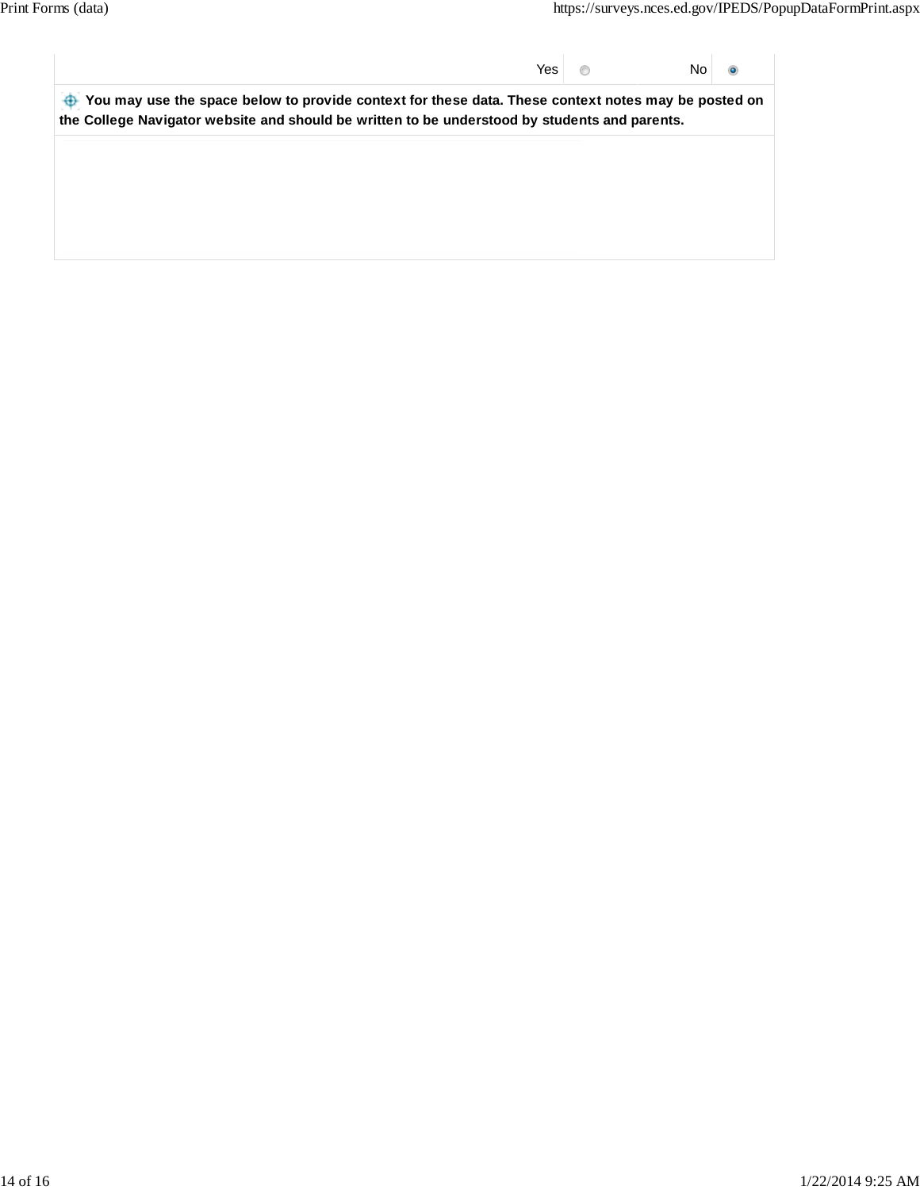| Yes | ○ | No | ◉ |
|---|---|---|---|

**You may use the space below to provide context for these data. These context notes may be posted on the College Navigator website and should be written to be understood by students and parents.**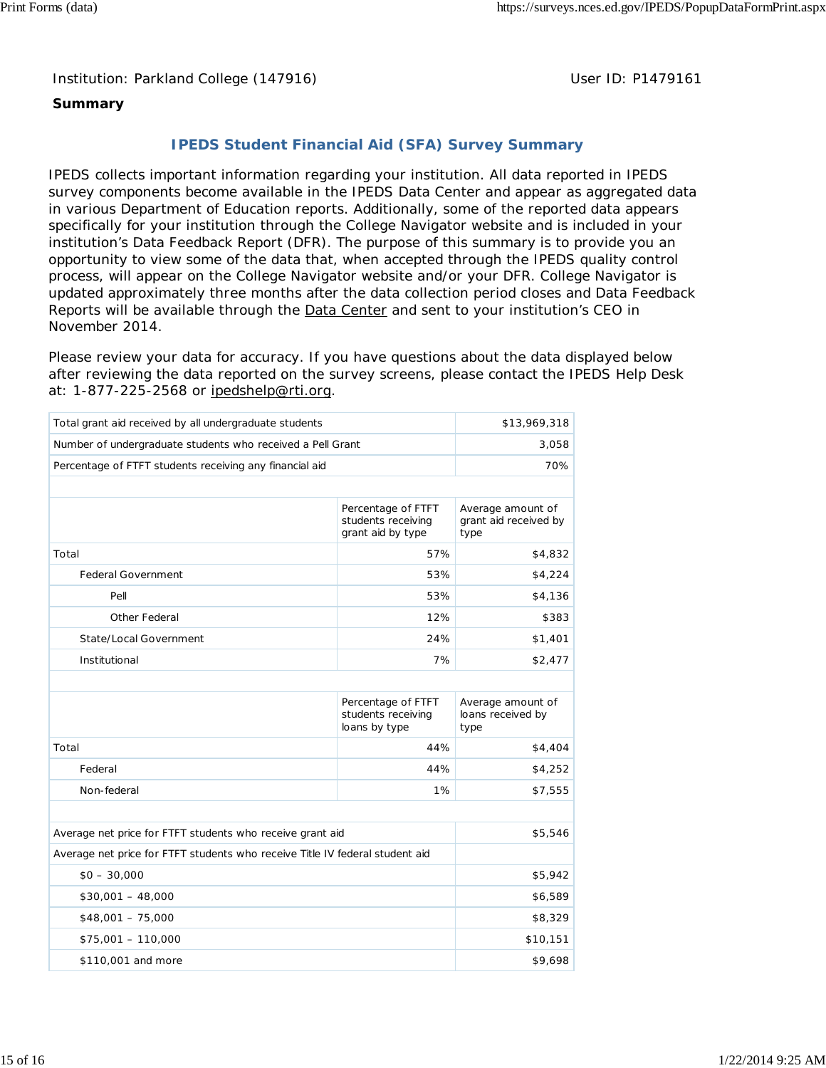Institution: Parkland College (147916) User ID: P1479161

**Summary**

## IPEDS Student Financial Aid (SFA) Survey Summary

IPEDS collects important information regarding your institution. All data reported in IPEDS survey components become available in the IPEDS Data Center and appear as aggregated data in various Department of Education reports. Additionally, some of the reported data appears specifically for your institution through the College Navigator website and is included in your institution's Data Feedback Report (DFR). The purpose of this summary is to provide you an opportunity to view some of the data that, when accepted through the IPEDS quality control process, will appear on the College Navigator website and/or your DFR. College Navigator is updated approximately three months after the data collection period closes and Data Feedback Reports will be available through the Data Center and sent to your institution's CEO in November 2014.

Please review your data for accuracy. If you have questions about the data displayed below after reviewing the data reported on the survey screens, please contact the IPEDS Help Desk at: 1-877-225-2568 or ipedshelp@rti.org.

| | |
|---|---|
| Total grant aid received by all undergraduate students | $13,969,318 |
| Number of undergraduate students who received a Pell Grant | 3,058 |
| Percentage of FTFT students receiving any financial aid | 70% |

| | Percentage of FTFT students receiving grant aid by type | Average amount of grant aid received by type |
|---|---|---|
| Total | 57% | $4,832 |
| Federal Government | 53% | $4,224 |
| Pell | 53% | $4,136 |
| Other Federal | 12% | $383 |
| State/Local Government | 24% | $1,401 |
| Institutional | 7% | $2,477 |

| | Percentage of FTFT students receiving loans by type | Average amount of loans received by type |
|---|---|---|
| Total | 44% | $4,404 |
| Federal | 44% | $4,252 |
| Non-federal | 1% | $7,555 |

| | |
|---|---|
| Average net price for FTFT students who receive grant aid | $5,546 |
| Average net price for FTFT students who receive Title IV federal student aid | |
| $0 – 30,000 | $5,942 |
| $30,001 – 48,000 | $6,589 |
| $48,001 – 75,000 | $8,329 |
| $75,001 – 110,000 | $10,151 |
| $110,001 and more | $9,698 |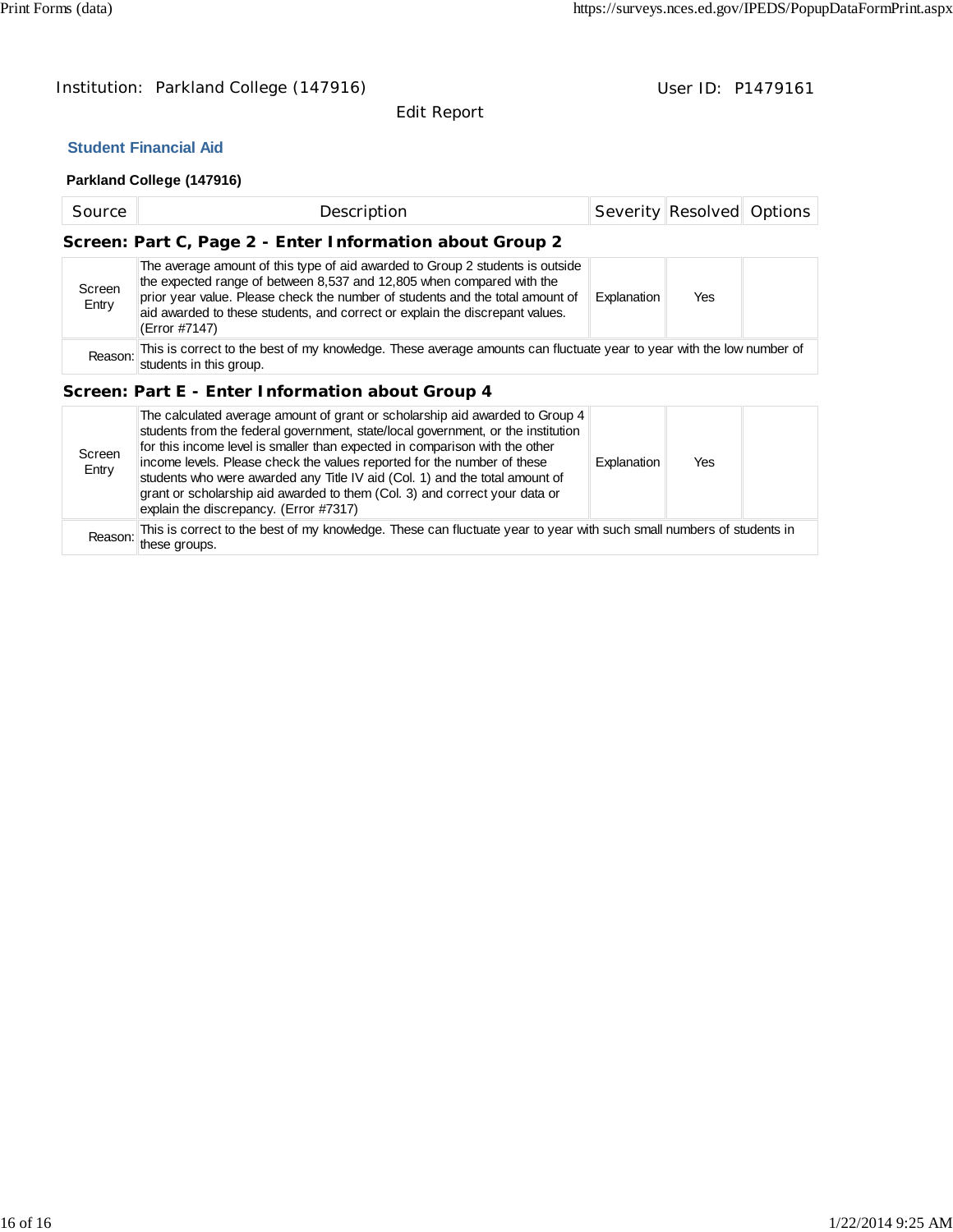Institution: Parkland College (147916) User ID: P1479161

Edit Report

### Student Financial Aid

**Parkland College (147916)**

| Source | Description | Severity | Resolved | Options |
|---|---|---|---|---|
| **Screen: Part C, Page 2 - Enter Information about Group 2** | | | | |
| Screen Entry | The average amount of this type of aid awarded to Group 2 students is outside the expected range of between 8,537 and 12,805 when compared with the prior year value. Please check the number of students and the total amount of aid awarded to these students, and correct or explain the discrepant values. (Error #7147) | Explanation | Yes | |
| Reason: | This is correct to the best of my knowledge. These average amounts can fluctuate year to year with the low number of students in this group. | | | |
| **Screen: Part E - Enter Information about Group 4** | | | | |
| Screen Entry | The calculated average amount of grant or scholarship aid awarded to Group 4 students from the federal government, state/local government, or the institution for this income level is smaller than expected in comparison with the other income levels. Please check the values reported for the number of these students who were awarded any Title IV aid (Col. 1) and the total amount of grant or scholarship aid awarded to them (Col. 3) and correct your data or explain the discrepancy. (Error #7317) | Explanation | Yes | |
| Reason: | This is correct to the best of my knowledge. These can fluctuate year to year with such small numbers of students in these groups. | | | |